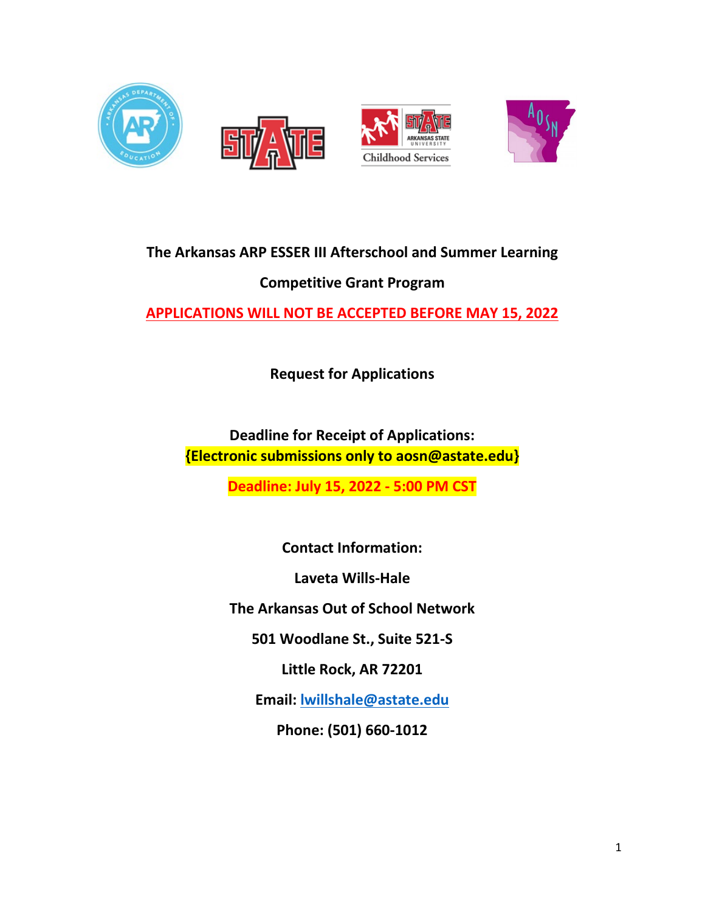# The Arkansas ARP ESSER III Afterschool and Summer Learning Competitive Grant Program

**APPLICATIONS WILL NOT BE ACCEPTED BEFORE MAY 15, 2022**

## Request for Applications

**Deadline for Receipt of Applications:**
**{Electronic submissions only to aosn@astate.edu}**

**Deadline: July 15, 2022 - 5:00 PM CST**

**Contact Information:**

**Laveta Wills-Hale**

**The Arkansas Out of School Network**

**501 Woodlane St., Suite 521-S**

**Little Rock, AR 72201**

**Email: lwillshale@astate.edu**

**Phone: (501) 660-1012**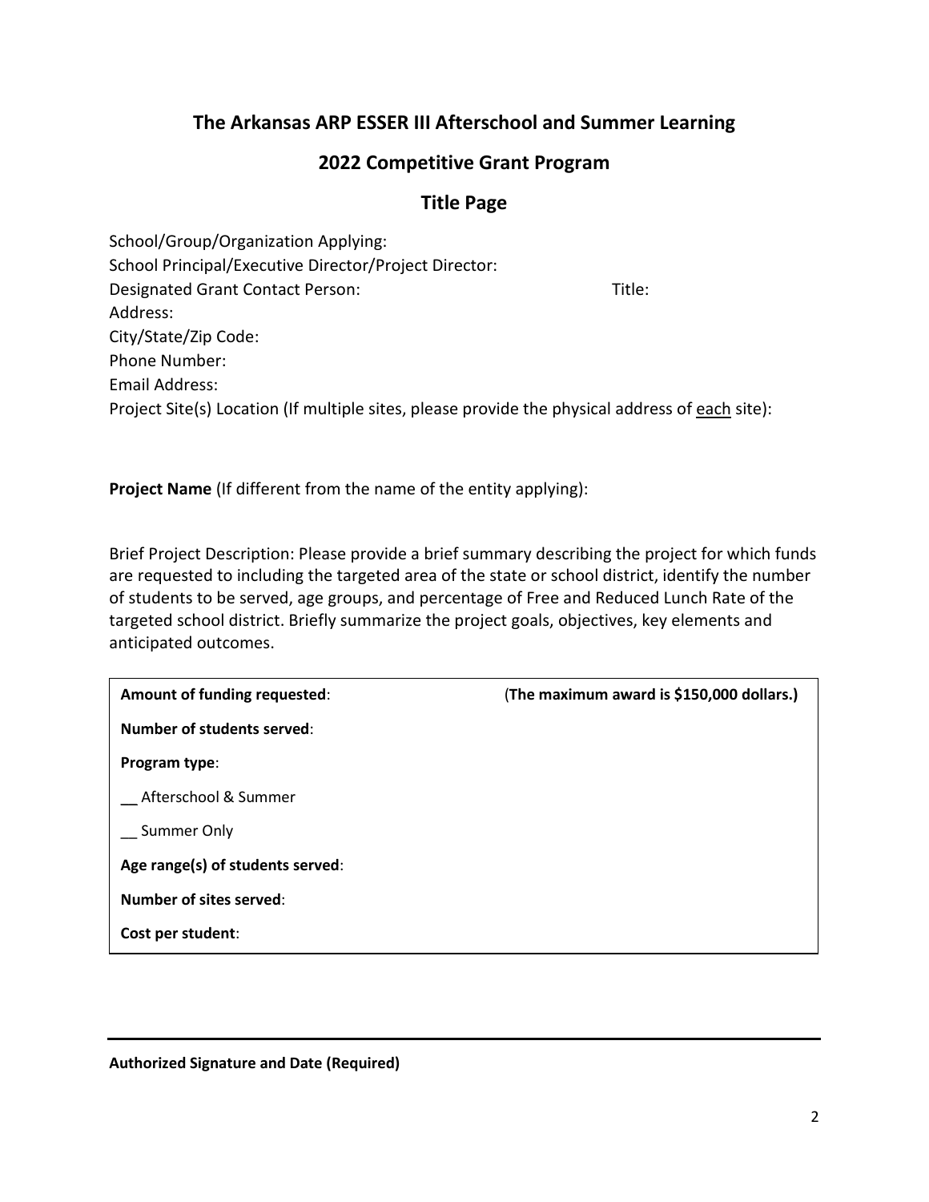## The Arkansas ARP ESSER III Afterschool and Summer Learning

## 2022 Competitive Grant Program

## Title Page

School/Group/Organization Applying:
School Principal/Executive Director/Project Director:
Designated Grant Contact Person: Title:
Address:
City/State/Zip Code:
Phone Number:
Email Address:
Project Site(s) Location (If multiple sites, please provide the physical address of each site):

**Project Name** (If different from the name of the entity applying):

Brief Project Description: Please provide a brief summary describing the project for which funds are requested to including the targeted area of the state or school district, identify the number of students to be served, age groups, and percentage of Free and Reduced Lunch Rate of the targeted school district. Briefly summarize the project goals, objectives, key elements and anticipated outcomes.

| | |
|---|---|
| **Amount of funding requested**: | (**The maximum award is $150,000 dollars.)** |
| **Number of students served**: | |
| **Program type**: | |
| __ Afterschool & Summer | |
| __ Summer Only | |
| **Age range(s) of students served**: | |
| **Number of sites served**: | |
| **Cost per student**: | |

**Authorized Signature and Date (Required)**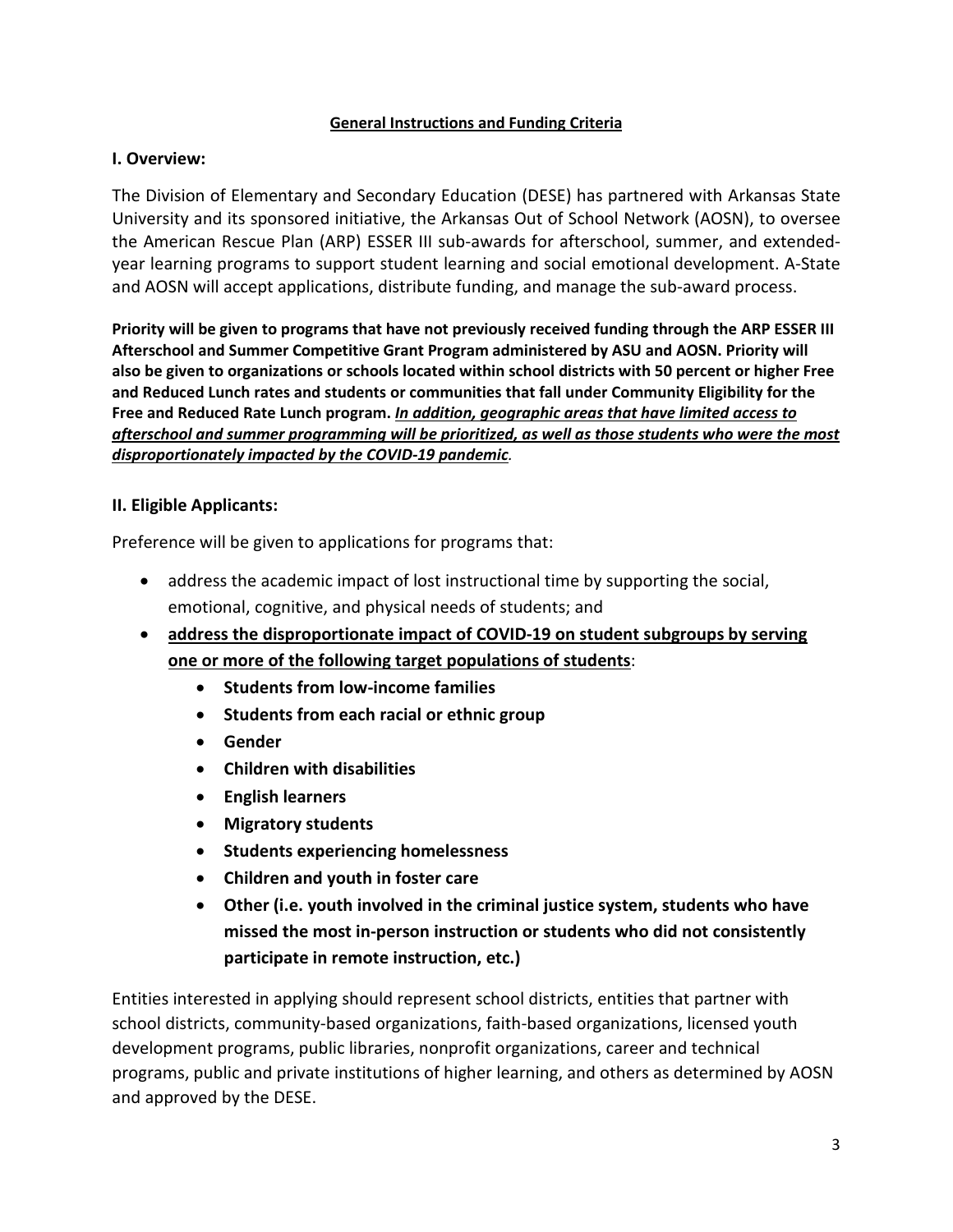**General Instructions and Funding Criteria**

## I. Overview:

The Division of Elementary and Secondary Education (DESE) has partnered with Arkansas State University and its sponsored initiative, the Arkansas Out of School Network (AOSN), to oversee the American Rescue Plan (ARP) ESSER III sub-awards for afterschool, summer, and extended-year learning programs to support student learning and social emotional development. A-State and AOSN will accept applications, distribute funding, and manage the sub-award process.

**Priority will be given to programs that have not previously received funding through the ARP ESSER III Afterschool and Summer Competitive Grant Program administered by ASU and AOSN. Priority will also be given to organizations or schools located within school districts with 50 percent or higher Free and Reduced Lunch rates and students or communities that fall under Community Eligibility for the Free and Reduced Rate Lunch program.** ***In addition, geographic areas that have limited access to afterschool and summer programming will be prioritized, as well as those students who were the most disproportionately impacted by the COVID-19 pandemic.***

## II. Eligible Applicants:

Preference will be given to applications for programs that:

- address the academic impact of lost instructional time by supporting the social, emotional, cognitive, and physical needs of students; and
- **address the disproportionate impact of COVID-19 on student subgroups by serving one or more of the following target populations of students**:
  - **Students from low-income families**
  - **Students from each racial or ethnic group**
  - **Gender**
  - **Children with disabilities**
  - **English learners**
  - **Migratory students**
  - **Students experiencing homelessness**
  - **Children and youth in foster care**
  - **Other (i.e. youth involved in the criminal justice system, students who have missed the most in-person instruction or students who did not consistently participate in remote instruction, etc.)**

Entities interested in applying should represent school districts, entities that partner with school districts, community-based organizations, faith-based organizations, licensed youth development programs, public libraries, nonprofit organizations, career and technical programs, public and private institutions of higher learning, and others as determined by AOSN and approved by the DESE.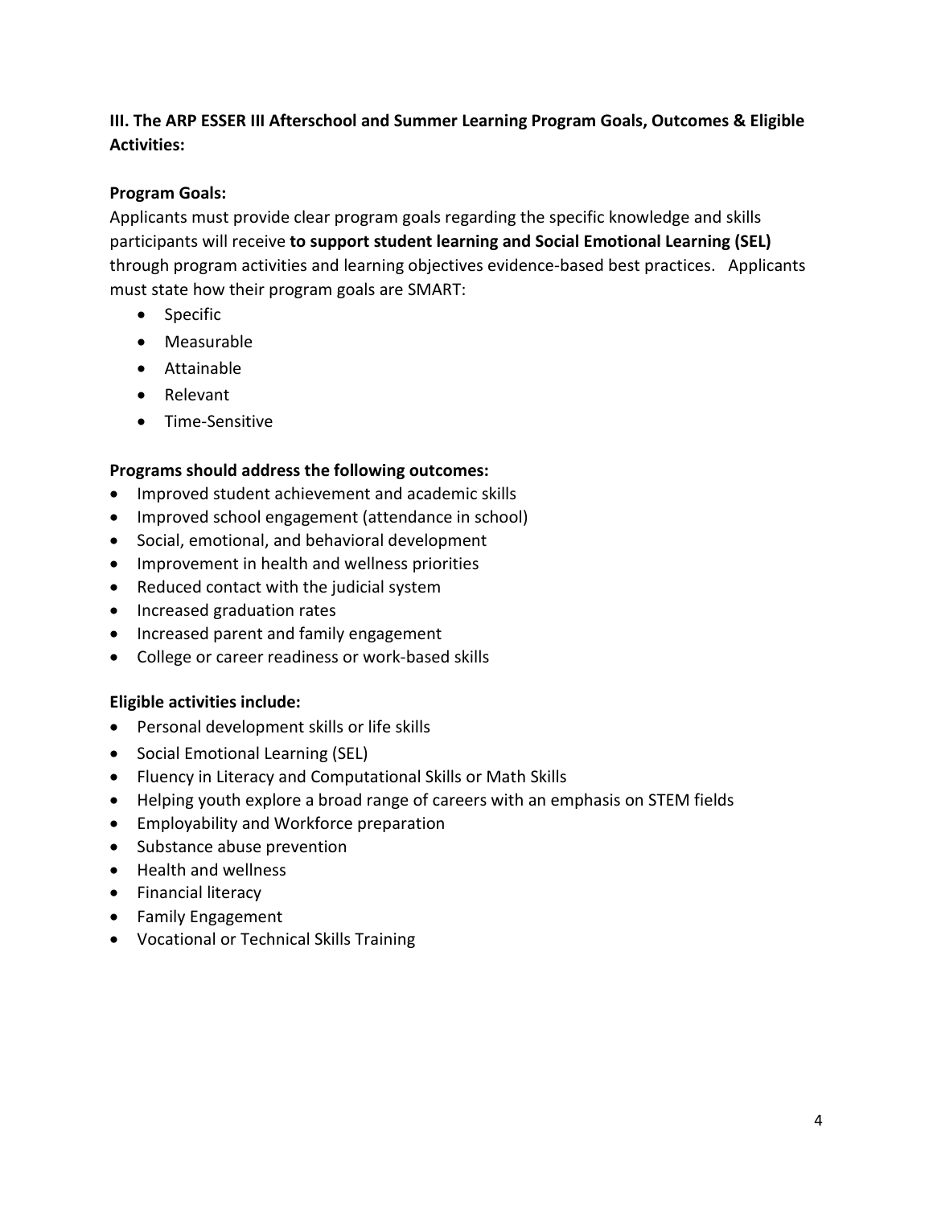### III. The ARP ESSER III Afterschool and Summer Learning Program Goals, Outcomes & Eligible Activities:

**Program Goals:**

Applicants must provide clear program goals regarding the specific knowledge and skills participants will receive **to support student learning and Social Emotional Learning (SEL)** through program activities and learning objectives evidence-based best practices. Applicants must state how their program goals are SMART:

- Specific
- Measurable
- Attainable
- Relevant
- Time-Sensitive

**Programs should address the following outcomes:**

- Improved student achievement and academic skills
- Improved school engagement (attendance in school)
- Social, emotional, and behavioral development
- Improvement in health and wellness priorities
- Reduced contact with the judicial system
- Increased graduation rates
- Increased parent and family engagement
- College or career readiness or work-based skills

**Eligible activities include:**

- Personal development skills or life skills
- Social Emotional Learning (SEL)
- Fluency in Literacy and Computational Skills or Math Skills
- Helping youth explore a broad range of careers with an emphasis on STEM fields
- Employability and Workforce preparation
- Substance abuse prevention
- Health and wellness
- Financial literacy
- Family Engagement
- Vocational or Technical Skills Training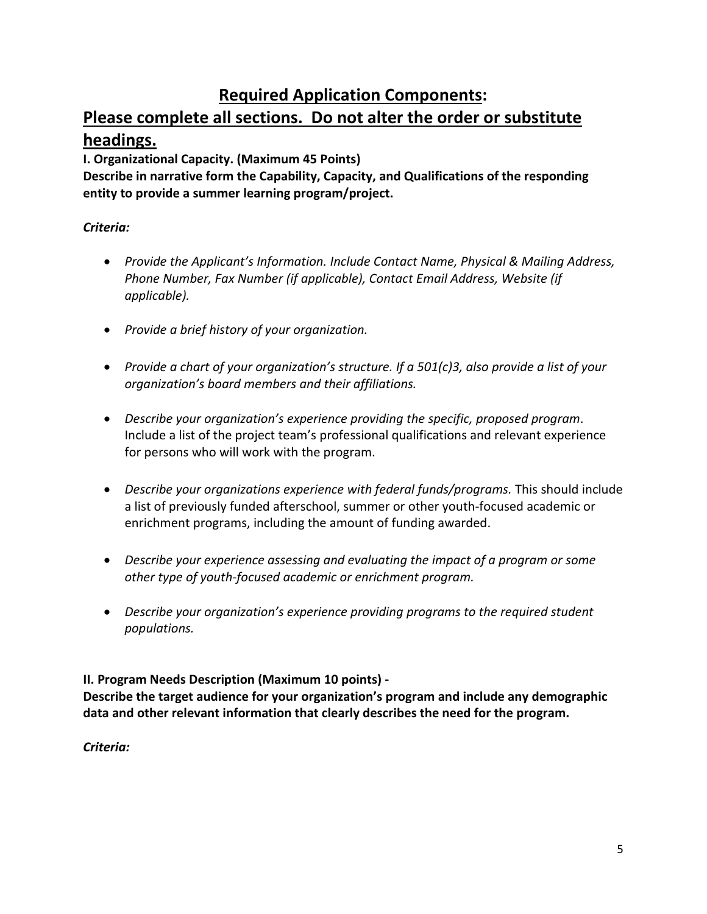## **Required Application Components:**

## **Please complete all sections. Do not alter the order or substitute headings.**

**I. Organizational Capacity. (Maximum 45 Points)**

**Describe in narrative form the Capability, Capacity, and Qualifications of the responding entity to provide a summer learning program/project.**

***Criteria:***

- *Provide the Applicant's Information. Include Contact Name, Physical & Mailing Address, Phone Number, Fax Number (if applicable), Contact Email Address, Website (if applicable).*

- *Provide a brief history of your organization.*

- *Provide a chart of your organization's structure. If a 501(c)3, also provide a list of your organization's board members and their affiliations.*

- *Describe your organization's experience providing the specific, proposed program*. Include a list of the project team's professional qualifications and relevant experience for persons who will work with the program.

- *Describe your organizations experience with federal funds/programs.* This should include a list of previously funded afterschool, summer or other youth-focused academic or enrichment programs, including the amount of funding awarded.

- *Describe your experience assessing and evaluating the impact of a program or some other type of youth-focused academic or enrichment program.*

- *Describe your organization's experience providing programs to the required student populations.*

**II. Program Needs Description (Maximum 10 points) -**

**Describe the target audience for your organization's program and include any demographic data and other relevant information that clearly describes the need for the program.**

***Criteria:***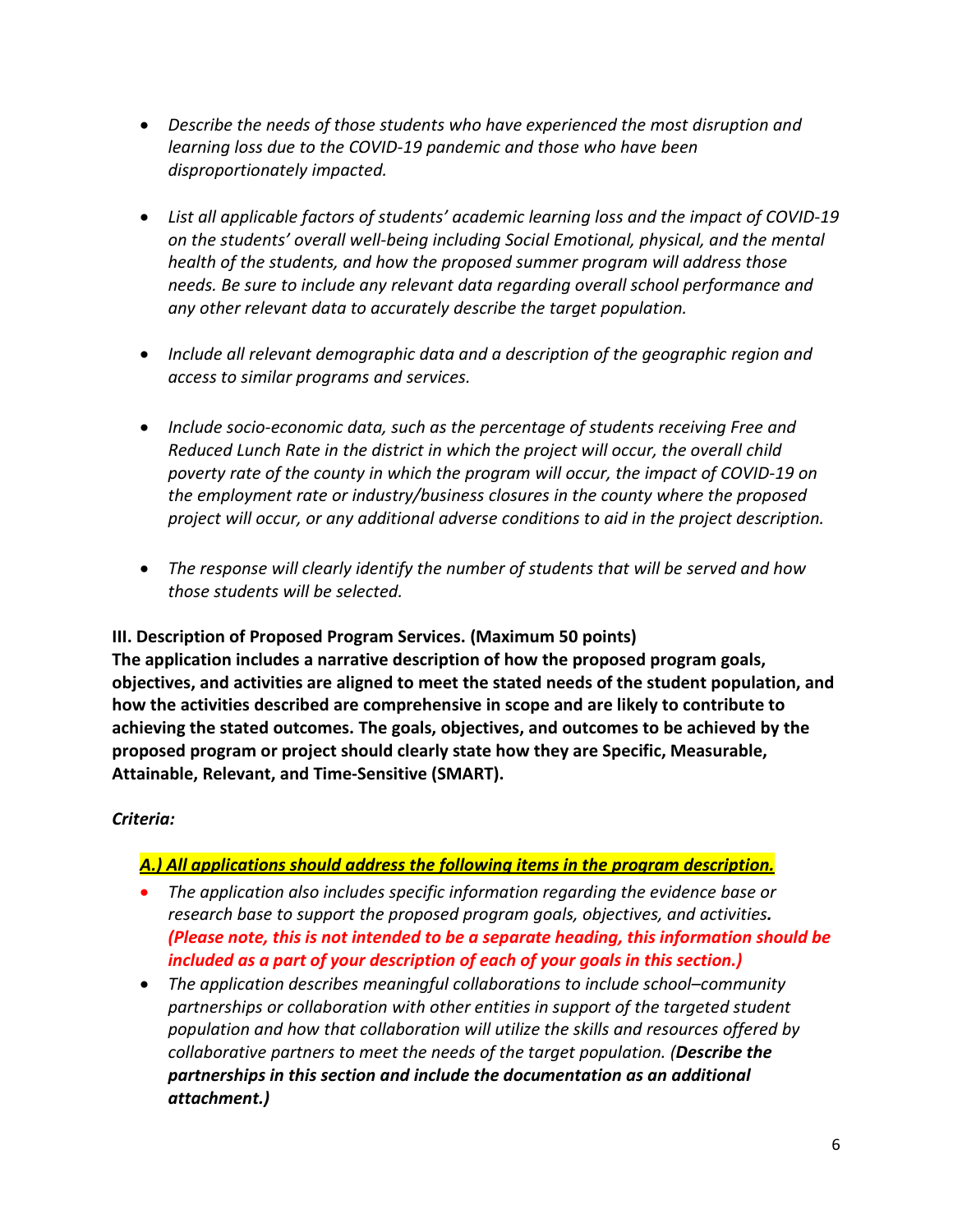- *Describe the needs of those students who have experienced the most disruption and learning loss due to the COVID-19 pandemic and those who have been disproportionately impacted.*

- *List all applicable factors of students' academic learning loss and the impact of COVID-19 on the students' overall well-being including Social Emotional, physical, and the mental health of the students, and how the proposed summer program will address those needs. Be sure to include any relevant data regarding overall school performance and any other relevant data to accurately describe the target population.*

- *Include all relevant demographic data and a description of the geographic region and access to similar programs and services.*

- *Include socio-economic data, such as the percentage of students receiving Free and Reduced Lunch Rate in the district in which the project will occur, the overall child poverty rate of the county in which the program will occur, the impact of COVID-19 on the employment rate or industry/business closures in the county where the proposed project will occur, or any additional adverse conditions to aid in the project description.*

- *The response will clearly identify the number of students that will be served and how those students will be selected.*

**III. Description of Proposed Program Services. (Maximum 50 points)**
**The application includes a narrative description of how the proposed program goals, objectives, and activities are aligned to meet the stated needs of the student population, and how the activities described are comprehensive in scope and are likely to contribute to achieving the stated outcomes. The goals, objectives, and outcomes to be achieved by the proposed program or project should clearly state how they are Specific, Measurable, Attainable, Relevant, and Time-Sensitive (SMART).**

***Criteria:***

***A.) All applications should address the following items in the program description.***

- *The application also includes specific information regarding the evidence base or research base to support the proposed program goals, objectives, and activities.* ***(Please note, this is not intended to be a separate heading, this information should be included as a part of your description of each of your goals in this section.)***
- *The application describes meaningful collaborations to include school–community partnerships or collaboration with other entities in support of the targeted student population and how that collaboration will utilize the skills and resources offered by collaborative partners to meet the needs of the target population. (**Describe the partnerships in this section and include the documentation as an additional attachment.)***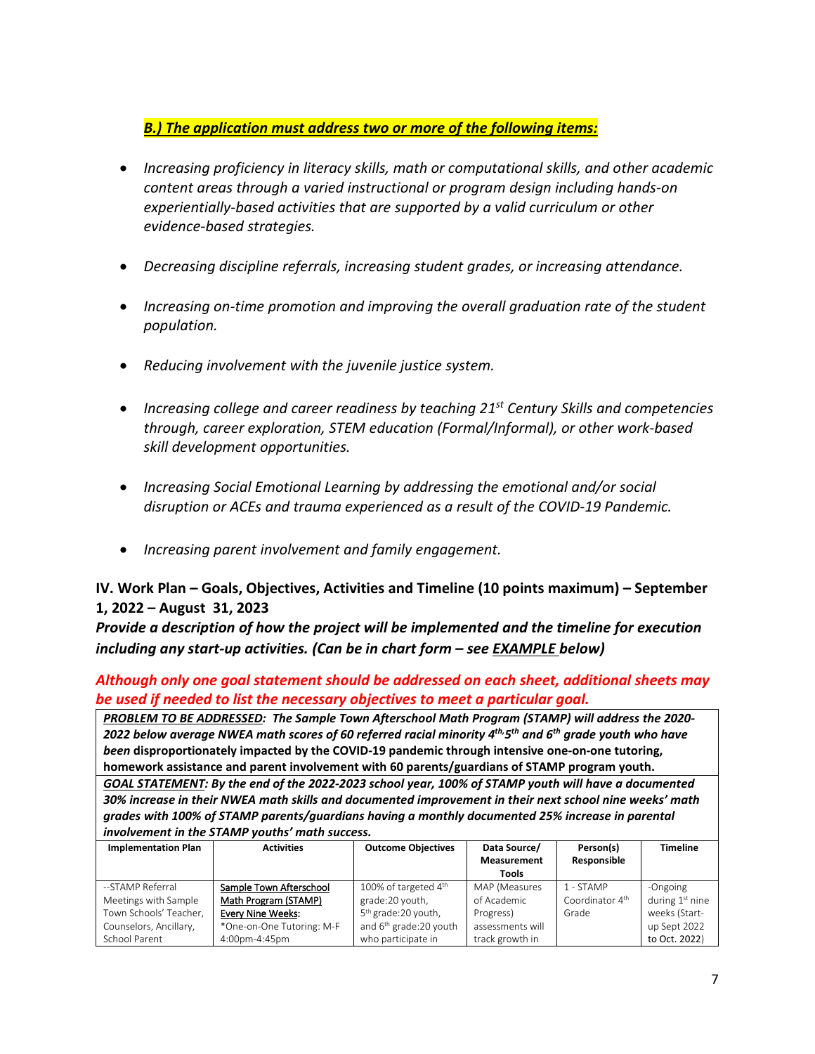***B.) The application must address two or more of the following items:***

- *Increasing proficiency in literacy skills, math or computational skills, and other academic content areas through a varied instructional or program design including hands-on experientially-based activities that are supported by a valid curriculum or other evidence-based strategies.*
- *Decreasing discipline referrals, increasing student grades, or increasing attendance.*
- *Increasing on-time promotion and improving the overall graduation rate of the student population.*
- *Reducing involvement with the juvenile justice system.*
- *Increasing college and career readiness by teaching 21st Century Skills and competencies through, career exploration, STEM education (Formal/Informal), or other work-based skill development opportunities.*
- *Increasing Social Emotional Learning by addressing the emotional and/or social disruption or ACEs and trauma experienced as a result of the COVID-19 Pandemic.*
- *Increasing parent involvement and family engagement.*

**IV. Work Plan – Goals, Objectives, Activities and Timeline (10 points maximum) – September 1, 2022 – August 31, 2023**

***Provide a description of how the project will be implemented and the timeline for execution including any start-up activities. (Can be in chart form – see EXAMPLE below)***

***Although only one goal statement should be addressed on each sheet, additional sheets may be used if needed to list the necessary objectives to meet a particular goal.***

***PROBLEM TO BE ADDRESSED: The Sample Town Afterschool Math Program (STAMP) will address the 2020-2022 below average NWEA math scores of 60 referred racial minority 4th, 5th and 6th grade youth who have been* disproportionately impacted by the COVID-19 pandemic through intensive one-on-one tutoring, homework assistance and parent involvement with 60 parents/guardians of STAMP program youth.**

***GOAL STATEMENT: By the end of the 2022-2023 school year, 100% of STAMP youth will have a documented 30% increase in their NWEA math skills and documented improvement in their next school nine weeks' math grades with 100% of STAMP parents/guardians having a monthly documented 25% increase in parental involvement in the STAMP youths' math success.***

| Implementation Plan | Activities | Outcome Objectives | Data Source/ Measurement Tools | Person(s) Responsible | Timeline |
|---|---|---|---|---|---|
| --STAMP Referral Meetings with Sample Town Schools' Teacher, Counselors, Ancillary, School Parent | Sample Town Afterschool Math Program (STAMP) Every Nine Weeks: *One-on-One Tutoring: M-F 4:00pm-4:45pm | 100% of targeted 4th grade:20 youth, 5th grade:20 youth, and 6th grade:20 youth who participate in | MAP (Measures of Academic Progress) assessments will track growth in | 1 - STAMP Coordinator 4th Grade | -Ongoing during 1st nine weeks (Start-up Sept 2022 to Oct. 2022) |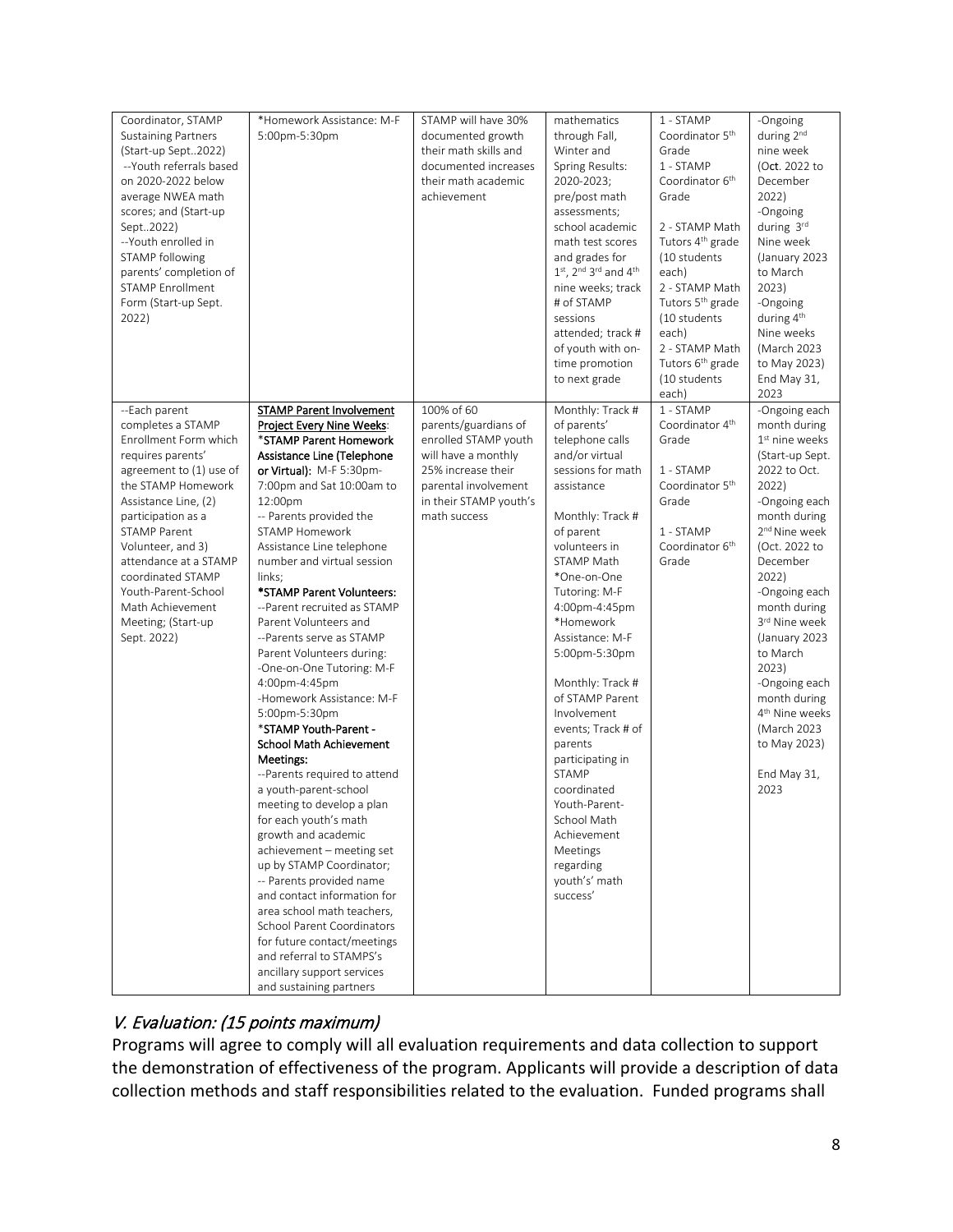| | | | | | |
|---|---|---|---|---|---|
| Coordinator, STAMP Sustaining Partners (Start-up Sept..2022)<br>--Youth referrals based on 2020-2022 below average NWEA math scores; and (Start-up Sept..2022)<br>--Youth enrolled in STAMP following parents' completion of STAMP Enrollment Form (Start-up Sept. 2022) | *Homework Assistance: M-F 5:00pm-5:30pm | STAMP will have 30% documented growth their math skills and documented increases their math academic achievement | mathematics through Fall, Winter and Spring Results: 2020-2023; pre/post math assessments; school academic math test scores and grades for 1st, 2nd 3rd and 4th nine weeks; track # of STAMP sessions attended; track # of youth with on-time promotion to next grade | 1 - STAMP Coordinator 5th Grade<br>1 - STAMP Coordinator 6th Grade<br><br>2 - STAMP Math Tutors 4th grade (10 students each)<br>2 - STAMP Math Tutors 5th grade (10 students each)<br>2 - STAMP Math Tutors 6th grade (10 students each) | -Ongoing during 2nd nine week (Oct. 2022 to December 2022)<br>-Ongoing during 3rd Nine week (January 2023 to March 2023)<br>-Ongoing during 4th Nine weeks (March 2023 to May 2023)<br>End May 31, 2023 |
| --Each parent completes a STAMP Enrollment Form which requires parents' agreement to (1) use of the STAMP Homework Assistance Line, (2) participation as a STAMP Parent Volunteer, and 3) attendance at a STAMP coordinated STAMP Youth-Parent-School Math Achievement Meeting; (Start-up Sept. 2022) | **STAMP Parent Involvement Project Every Nine Weeks**:<br>***STAMP Parent Homework Assistance Line (Telephone or Virtual):** M-F 5:30pm-7:00pm and Sat 10:00am to 12:00pm<br>-- Parents provided the STAMP Homework Assistance Line telephone number and virtual session links;<br>***STAMP Parent Volunteers:**<br>--Parent recruited as STAMP Parent Volunteers and<br>--Parents serve as STAMP Parent Volunteers during:<br>-One-on-One Tutoring: M-F 4:00pm-4:45pm<br>-Homework Assistance: M-F 5:00pm-5:30pm<br>***STAMP Youth-Parent - School Math Achievement Meetings:**<br>--Parents required to attend a youth-parent-school meeting to develop a plan for each youth's math growth and academic achievement – meeting set up by STAMP Coordinator;<br>-- Parents provided name and contact information for area school math teachers, School Parent Coordinators for future contact/meetings and referral to STAMPS's ancillary support services and sustaining partners | 100% of 60 parents/guardians of enrolled STAMP youth will have a monthly 25% increase their parental involvement in their STAMP youth's math success | Monthly: Track # of parents' telephone calls and/or virtual sessions for math assistance<br><br>Monthly: Track # of parent volunteers in STAMP Math *One-on-One Tutoring: M-F 4:00pm-4:45pm *Homework Assistance: M-F 5:00pm-5:30pm<br><br>Monthly: Track # of STAMP Parent Involvement events; Track # of parents participating in STAMP coordinated Youth-Parent-School Math Achievement Meetings regarding youth's' math success' | 1 - STAMP Coordinator 4th Grade<br><br>1 - STAMP Coordinator 5th Grade<br><br>1 - STAMP Coordinator 6th Grade | -Ongoing each month during 1st nine weeks (Start-up Sept. 2022 to Oct. 2022)<br>-Ongoing each month during 2nd Nine week (Oct. 2022 to December 2022)<br>-Ongoing each month during 3rd Nine week (January 2023 to March 2023)<br>-Ongoing each month during 4th Nine weeks (March 2023 to May 2023)<br><br>End May 31, 2023 |

## *V. Evaluation: (15 points maximum)*

Programs will agree to comply will all evaluation requirements and data collection to support the demonstration of effectiveness of the program. Applicants will provide a description of data collection methods and staff responsibilities related to the evaluation. Funded programs shall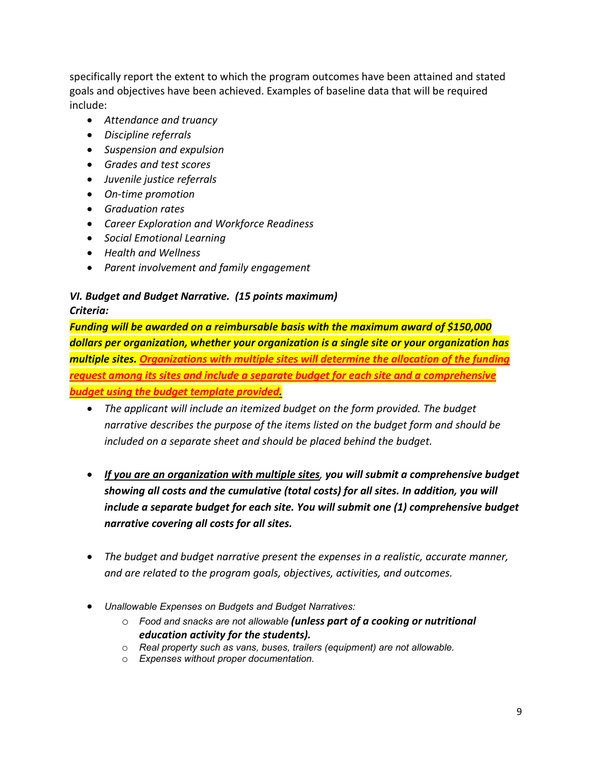specifically report the extent to which the program outcomes have been attained and stated goals and objectives have been achieved. Examples of baseline data that will be required include:

- *Attendance and truancy*
- *Discipline referrals*
- *Suspension and expulsion*
- *Grades and test scores*
- *Juvenile justice referrals*
- *On-time promotion*
- *Graduation rates*
- *Career Exploration and Workforce Readiness*
- *Social Emotional Learning*
- *Health and Wellness*
- *Parent involvement and family engagement*

***VI. Budget and Budget Narrative. (15 points maximum)***
***Criteria:***

***Funding will be awarded on a reimbursable basis with the maximum award of $150,000 dollars per organization, whether your organization is a single site or your organization has multiple sites. <u>Organizations with multiple sites will determine the allocation of the funding request among its sites and include a separate budget for each site and a comprehensive budget using the budget template provided.</u>***

- *The applicant will include an itemized budget on the form provided. The budget narrative describes the purpose of the items listed on the budget form and should be included on a separate sheet and should be placed behind the budget.*

- ***<u>If you are an organization with multiple sites</u>, you will submit a comprehensive budget showing all costs and the cumulative (total costs) for all sites. In addition, you will include a separate budget for each site. You will submit one (1) comprehensive budget narrative covering all costs for all sites.***

- *The budget and budget narrative present the expenses in a realistic, accurate manner, and are related to the program goals, objectives, activities, and outcomes.*

- *Unallowable Expenses on Budgets and Budget Narratives:*
  - *Food and snacks are not allowable* ***(unless part of a cooking or nutritional education activity for the students).***
  - *Real property such as vans, buses, trailers (equipment) are not allowable.*
  - *Expenses without proper documentation.*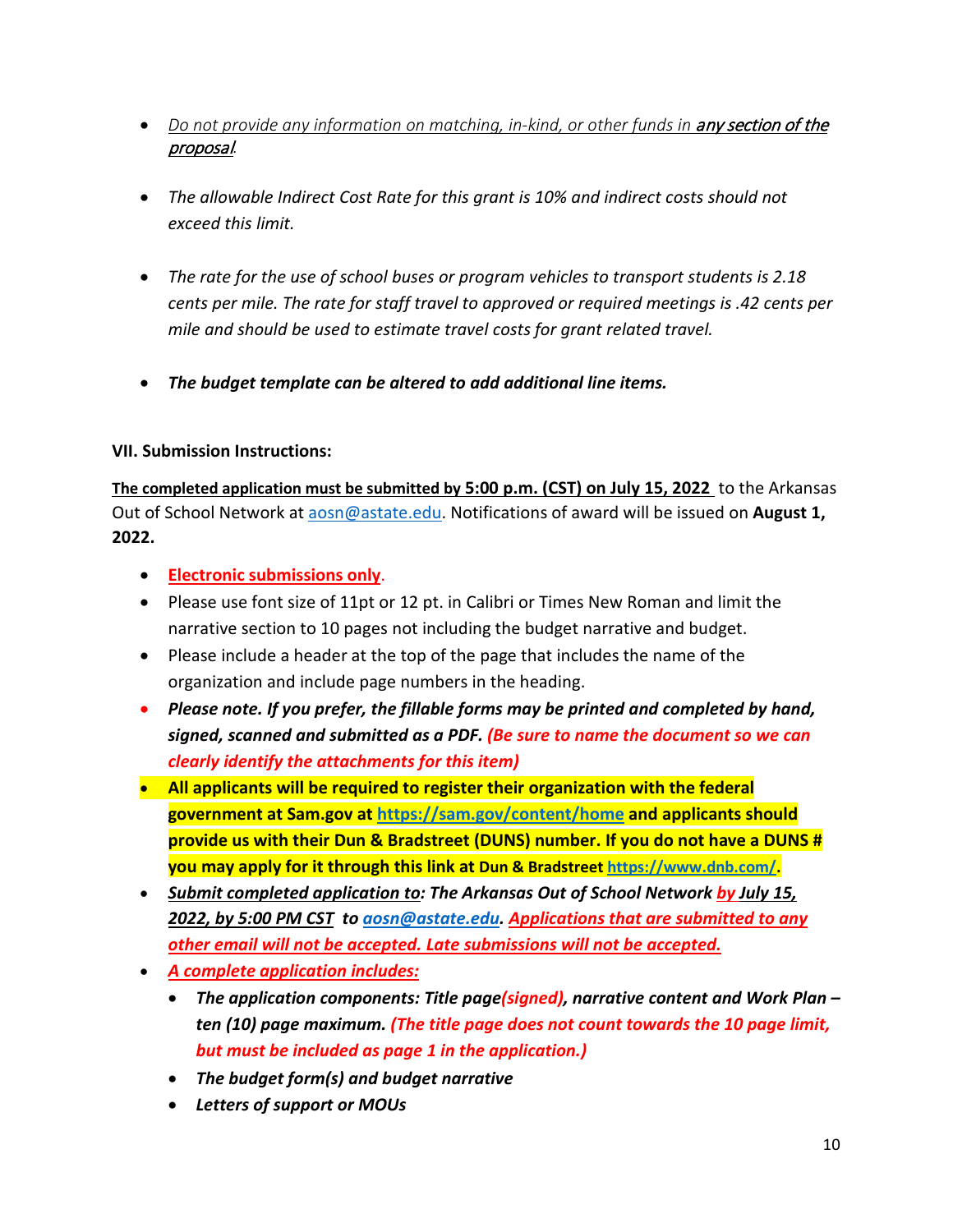- *Do not provide any information on matching, in-kind, or other funds in **any section of the proposal**.*

- *The allowable Indirect Cost Rate for this grant is 10% and indirect costs should not exceed this limit.*

- *The rate for the use of school buses or program vehicles to transport students is 2.18 cents per mile. The rate for staff travel to approved or required meetings is .42 cents per mile and should be used to estimate travel costs for grant related travel.*

- ***The budget template can be altered to add additional line items.***

**VII. Submission Instructions:**

**The completed application must be submitted by 5:00 p.m. (CST) on July 15, 2022** to the Arkansas Out of School Network at aosn@astate.edu. Notifications of award will be issued on **August 1, 2022.**

- **Electronic submissions only**.
- Please use font size of 11pt or 12 pt. in Calibri or Times New Roman and limit the narrative section to 10 pages not including the budget narrative and budget.
- Please include a header at the top of the page that includes the name of the organization and include page numbers in the heading.
- ***Please note. If you prefer, the fillable forms may be printed and completed by hand, signed, scanned and submitted as a PDF. (Be sure to name the document so we can clearly identify the attachments for this item)***
- **All applicants will be required to register their organization with the federal government at Sam.gov at https://sam.gov/content/home and applicants should provide us with their Dun & Bradstreet (DUNS) number. If you do not have a DUNS # you may apply for it through this link at Dun & Bradstreet https://www.dnb.com/.**
- ***Submit completed application to: The Arkansas Out of School Network by July 15, 2022, by 5:00 PM CST to aosn@astate.edu. Applications that are submitted to any other email will not be accepted. Late submissions will not be accepted.***
- ***A complete application includes:***
  - ***The application components: Title page(signed), narrative content and Work Plan – ten (10) page maximum. (The title page does not count towards the 10 page limit, but must be included as page 1 in the application.)***
  - ***The budget form(s) and budget narrative***
  - ***Letters of support or MOUs***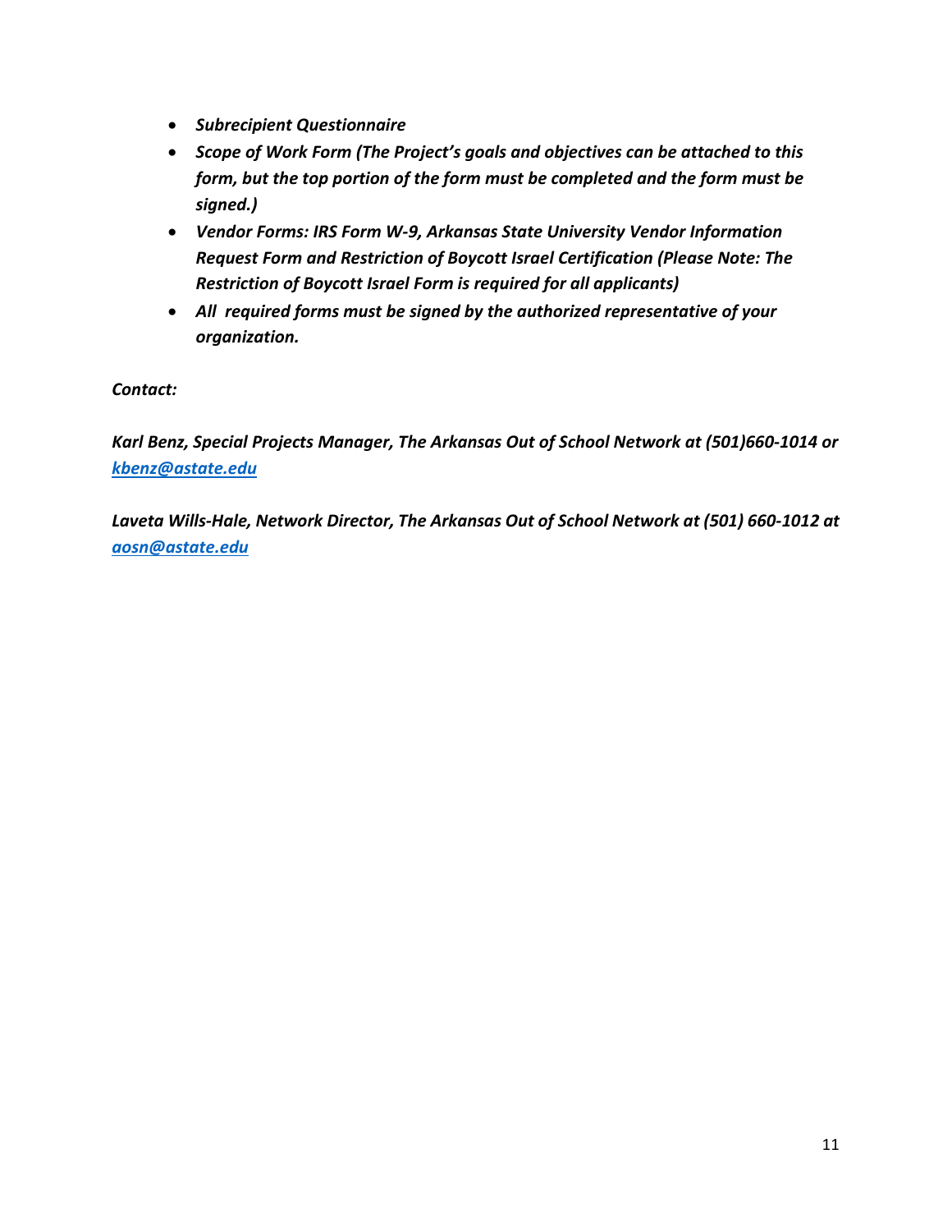- *Subrecipient Questionnaire*
- *Scope of Work Form (The Project's goals and objectives can be attached to this form, but the top portion of the form must be completed and the form must be signed.)*
- *Vendor Forms: IRS Form W-9, Arkansas State University Vendor Information Request Form and Restriction of Boycott Israel Certification (Please Note: The Restriction of Boycott Israel Form is required for all applicants)*
- *All required forms must be signed by the authorized representative of your organization.*

***Contact:***

***Karl Benz, Special Projects Manager, The Arkansas Out of School Network at (501)660-1014 or [kbenz@astate.edu](mailto:kbenz@astate.edu)***

***Laveta Wills-Hale, Network Director, The Arkansas Out of School Network at (501) 660-1012 at [aosn@astate.edu](mailto:aosn@astate.edu)***